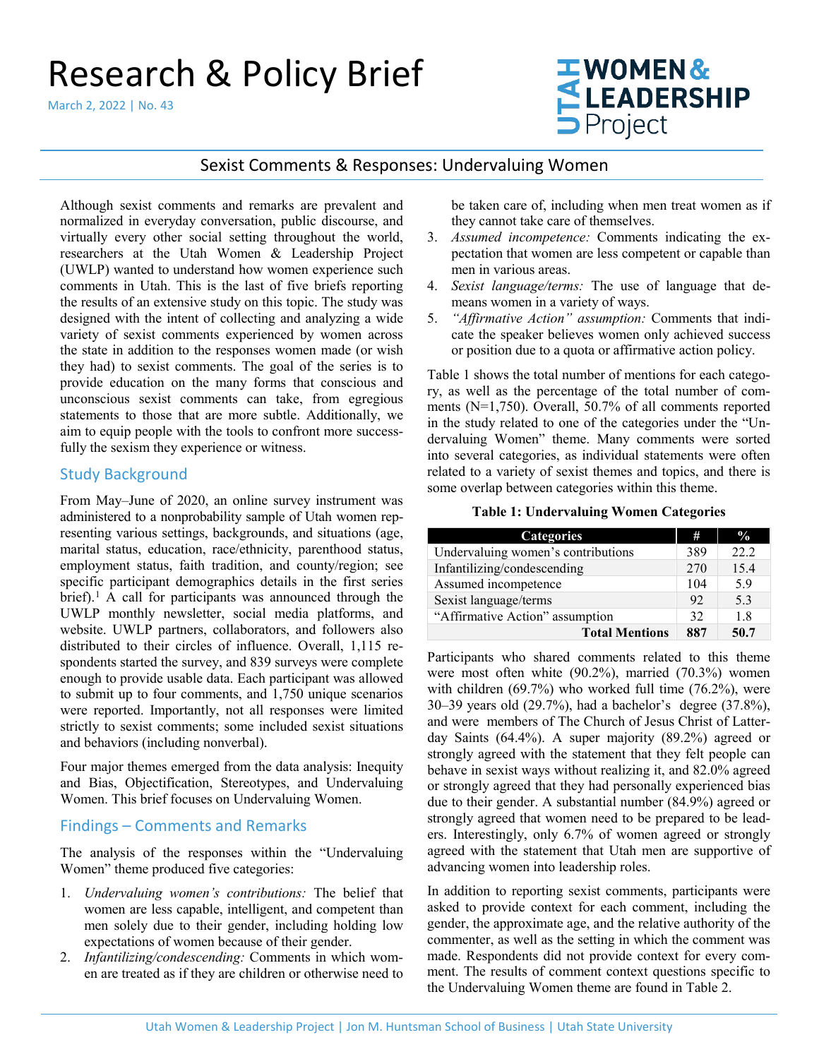# Research & Policy Brief

March 2, 2022 | No. 43

UTAH WOMEN & LEADERSHIP Project

## Sexist Comments & Responses: Undervaluing Women

Although sexist comments and remarks are prevalent and normalized in everyday conversation, public discourse, and virtually every other social setting throughout the world, researchers at the Utah Women & Leadership Project (UWLP) wanted to understand how women experience such comments in Utah. This is the last of five briefs reporting the results of an extensive study on this topic. The study was designed with the intent of collecting and analyzing a wide variety of sexist comments experienced by women across the state in addition to the responses women made (or wish they had) to sexist comments. The goal of the series is to provide education on the many forms that conscious and unconscious sexist comments can take, from egregious statements to those that are more subtle. Additionally, we aim to equip people with the tools to confront more successfully the sexism they experience or witness.

### Study Background

From May–June of 2020, an online survey instrument was administered to a nonprobability sample of Utah women representing various settings, backgrounds, and situations (age, marital status, education, race/ethnicity, parenthood status, employment status, faith tradition, and county/region; see specific participant demographics details in the first series brief).[1] A call for participants was announced through the UWLP monthly newsletter, social media platforms, and website. UWLP partners, collaborators, and followers also distributed to their circles of influence. Overall, 1,115 respondents started the survey, and 839 surveys were complete enough to provide usable data. Each participant was allowed to submit up to four comments, and 1,750 unique scenarios were reported. Importantly, not all responses were limited strictly to sexist comments; some included sexist situations and behaviors (including nonverbal).

Four major themes emerged from the data analysis: Inequity and Bias, Objectification, Stereotypes, and Undervaluing Women. This brief focuses on Undervaluing Women.

### Findings – Comments and Remarks

The analysis of the responses within the "Undervaluing Women" theme produced five categories:

1. *Undervaluing women's contributions:* The belief that women are less capable, intelligent, and competent than men solely due to their gender, including holding low expectations of women because of their gender.
2. *Infantilizing/condescending:* Comments in which women are treated as if they are children or otherwise need to be taken care of, including when men treat women as if they cannot take care of themselves.
3. *Assumed incompetence:* Comments indicating the expectation that women are less competent or capable than men in various areas.
4. *Sexist language/terms:* The use of language that demeans women in a variety of ways.
5. *"Affirmative Action" assumption:* Comments that indicate the speaker believes women only achieved success or position due to a quota or affirmative action policy.

Table 1 shows the total number of mentions for each category, as well as the percentage of the total number of comments (N=1,750). Overall, 50.7% of all comments reported in the study related to one of the categories under the "Undervaluing Women" theme. Many comments were sorted into several categories, as individual statements were often related to a variety of sexist themes and topics, and there is some overlap between categories within this theme.

**Table 1: Undervaluing Women Categories**

| Categories | # | % |
|---|---|---|
| Undervaluing women's contributions | 389 | 22.2 |
| Infantilizing/condescending | 270 | 15.4 |
| Assumed incompetence | 104 | 5.9 |
| Sexist language/terms | 92 | 5.3 |
| "Affirmative Action" assumption | 32 | 1.8 |
| **Total Mentions** | **887** | **50.7** |

Participants who shared comments related to this theme were most often white (90.2%), married (70.3%) women with children (69.7%) who worked full time (76.2%), were 30–39 years old (29.7%), had a bachelor's degree (37.8%), and were members of The Church of Jesus Christ of Latter-day Saints (64.4%). A super majority (89.2%) agreed or strongly agreed with the statement that they felt people can behave in sexist ways without realizing it, and 82.0% agreed or strongly agreed that they had personally experienced bias due to their gender. A substantial number (84.9%) agreed or strongly agreed that women need to be prepared to be leaders. Interestingly, only 6.7% of women agreed or strongly agreed with the statement that Utah men are supportive of advancing women into leadership roles.

In addition to reporting sexist comments, participants were asked to provide context for each comment, including the gender, the approximate age, and the relative authority of the commenter, as well as the setting in which the comment was made. Respondents did not provide context for every comment. The results of comment context questions specific to the Undervaluing Women theme are found in Table 2.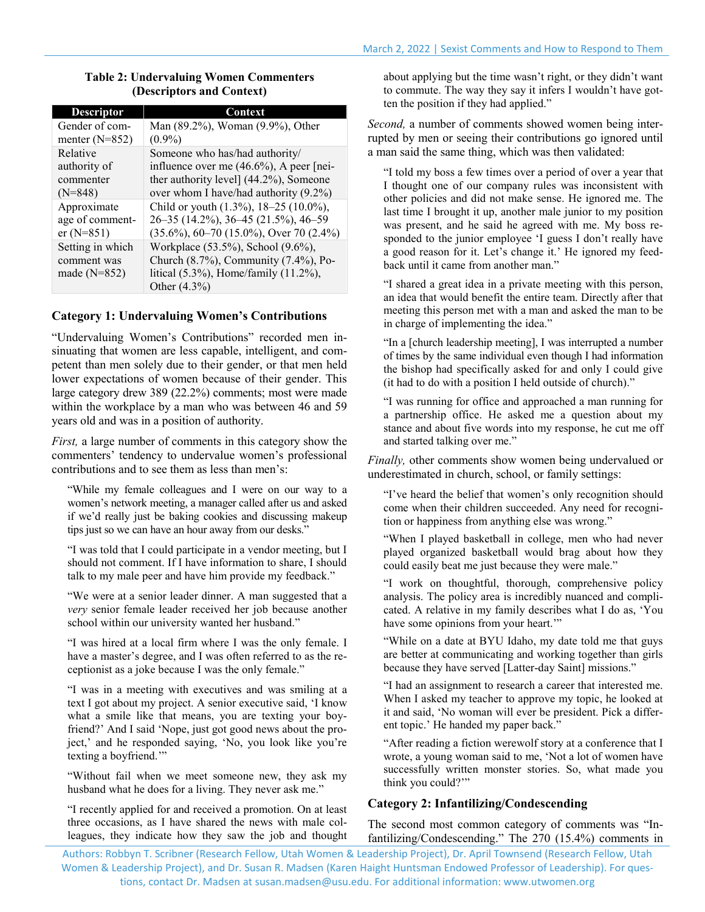**Table 2: Undervaluing Women Commenters (Descriptors and Context)**

| Descriptor | Context |
|---|---|
| Gender of commenter (N=852) | Man (89.2%), Woman (9.9%), Other (0.9%) |
| Relative authority of commenter (N=848) | Someone who has/had authority/ influence over me (46.6%), A peer [neither authority level] (44.2%), Someone over whom I have/had authority (9.2%) |
| Approximate age of commenter (N=851) | Child or youth (1.3%), 18–25 (10.0%), 26–35 (14.2%), 36–45 (21.5%), 46–59 (35.6%), 60–70 (15.0%), Over 70 (2.4%) |
| Setting in which comment was made (N=852) | Workplace (53.5%), School (9.6%), Church (8.7%), Community (7.4%), Political (5.3%), Home/family (11.2%), Other (4.3%) |

### Category 1: Undervaluing Women's Contributions

"Undervaluing Women's Contributions" recorded men insinuating that women are less capable, intelligent, and competent than men solely due to their gender, or that men held lower expectations of women because of their gender. This large category drew 389 (22.2%) comments; most were made within the workplace by a man who was between 46 and 59 years old and was in a position of authority.

*First,* a large number of comments in this category show the commenters' tendency to undervalue women's professional contributions and to see them as less than men's:

> "While my female colleagues and I were on our way to a women's network meeting, a manager called after us and asked if we'd really just be baking cookies and discussing makeup tips just so we can have an hour away from our desks."

> "I was told that I could participate in a vendor meeting, but I should not comment. If I have information to share, I should talk to my male peer and have him provide my feedback."

> "We were at a senior leader dinner. A man suggested that a *very* senior female leader received her job because another school within our university wanted her husband."

> "I was hired at a local firm where I was the only female. I have a master's degree, and I was often referred to as the receptionist as a joke because I was the only female."

> "I was in a meeting with executives and was smiling at a text I got about my project. A senior executive said, 'I know what a smile like that means, you are texting your boyfriend?' And I said 'Nope, just got good news about the project,' and he responded saying, 'No, you look like you're texting a boyfriend.'"

> "Without fail when we meet someone new, they ask my husband what he does for a living. They never ask me."

> "I recently applied for and received a promotion. On at least three occasions, as I have shared the news with male colleagues, they indicate how they saw the job and thought about applying but the time wasn't right, or they didn't want to commute. The way they say it infers I wouldn't have gotten the position if they had applied."

*Second,* a number of comments showed women being interrupted by men or seeing their contributions go ignored until a man said the same thing, which was then validated:

> "I told my boss a few times over a period of over a year that I thought one of our company rules was inconsistent with other policies and did not make sense. He ignored me. The last time I brought it up, another male junior to my position was present, and he said he agreed with me. My boss responded to the junior employee 'I guess I don't really have a good reason for it. Let's change it.' He ignored my feedback until it came from another man."

> "I shared a great idea in a private meeting with this person, an idea that would benefit the entire team. Directly after that meeting this person met with a man and asked the man to be in charge of implementing the idea."

> "In a [church leadership meeting], I was interrupted a number of times by the same individual even though I had information the bishop had specifically asked for and only I could give (it had to do with a position I held outside of church)."

> "I was running for office and approached a man running for a partnership office. He asked me a question about my stance and about five words into my response, he cut me off and started talking over me."

*Finally,* other comments show women being undervalued or underestimated in church, school, or family settings:

> "I've heard the belief that women's only recognition should come when their children succeeded. Any need for recognition or happiness from anything else was wrong."

> "When I played basketball in college, men who had never played organized basketball would brag about how they could easily beat me just because they were male."

> "I work on thoughtful, thorough, comprehensive policy analysis. The policy area is incredibly nuanced and complicated. A relative in my family describes what I do as, 'You have some opinions from your heart.'"

> "While on a date at BYU Idaho, my date told me that guys are better at communicating and working together than girls because they have served [Latter-day Saint] missions."

> "I had an assignment to research a career that interested me. When I asked my teacher to approve my topic, he looked at it and said, 'No woman will ever be president. Pick a different topic.' He handed my paper back."

> "After reading a fiction werewolf story at a conference that I wrote, a young woman said to me, 'Not a lot of women have successfully written monster stories. So, what made you think you could?'"

### Category 2: Infantilizing/Condescending

The second most common category of comments was "Infantilizing/Condescending." The 270 (15.4%) comments in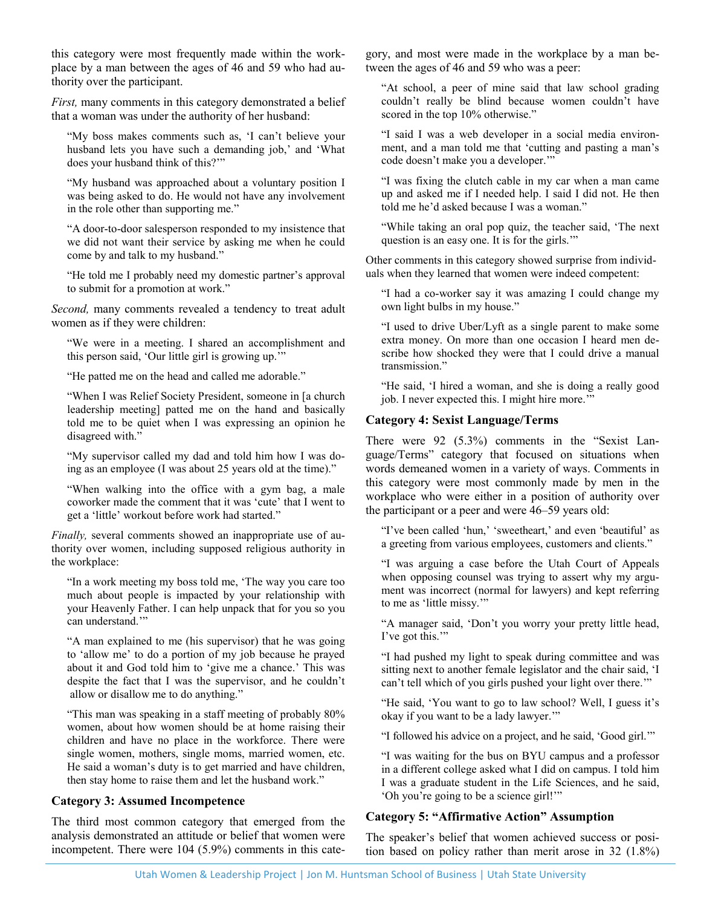this category were most frequently made within the workplace by a man between the ages of 46 and 59 who had authority over the participant.

*First,* many comments in this category demonstrated a belief that a woman was under the authority of her husband:

> "My boss makes comments such as, 'I can't believe your husband lets you have such a demanding job,' and 'What does your husband think of this?'"

> "My husband was approached about a voluntary position I was being asked to do. He would not have any involvement in the role other than supporting me."

> "A door-to-door salesperson responded to my insistence that we did not want their service by asking me when he could come by and talk to my husband."

> "He told me I probably need my domestic partner's approval to submit for a promotion at work."

*Second,* many comments revealed a tendency to treat adult women as if they were children:

> "We were in a meeting. I shared an accomplishment and this person said, 'Our little girl is growing up.'"

> "He patted me on the head and called me adorable."

> "When I was Relief Society President, someone in [a church leadership meeting] patted me on the hand and basically told me to be quiet when I was expressing an opinion he disagreed with."

> "My supervisor called my dad and told him how I was doing as an employee (I was about 25 years old at the time)."

> "When walking into the office with a gym bag, a male coworker made the comment that it was 'cute' that I went to get a 'little' workout before work had started."

*Finally,* several comments showed an inappropriate use of authority over women, including supposed religious authority in the workplace:

> "In a work meeting my boss told me, 'The way you care too much about people is impacted by your relationship with your Heavenly Father. I can help unpack that for you so you can understand.'"

> "A man explained to me (his supervisor) that he was going to 'allow me' to do a portion of my job because he prayed about it and God told him to 'give me a chance.' This was despite the fact that I was the supervisor, and he couldn't allow or disallow me to do anything."

> "This man was speaking in a staff meeting of probably 80% women, about how women should be at home raising their children and have no place in the workforce. There were single women, mothers, single moms, married women, etc. He said a woman's duty is to get married and have children, then stay home to raise them and let the husband work."

### Category 3: Assumed Incompetence

The third most common category that emerged from the analysis demonstrated an attitude or belief that women were incompetent. There were 104 (5.9%) comments in this category, and most were made in the workplace by a man between the ages of 46 and 59 who was a peer:

> "At school, a peer of mine said that law school grading couldn't really be blind because women couldn't have scored in the top 10% otherwise."

> "I said I was a web developer in a social media environment, and a man told me that 'cutting and pasting a man's code doesn't make you a developer.'"

> "I was fixing the clutch cable in my car when a man came up and asked me if I needed help. I said I did not. He then told me he'd asked because I was a woman."

> "While taking an oral pop quiz, the teacher said, 'The next question is an easy one. It is for the girls.'"

Other comments in this category showed surprise from individuals when they learned that women were indeed competent:

> "I had a co-worker say it was amazing I could change my own light bulbs in my house."

> "I used to drive Uber/Lyft as a single parent to make some extra money. On more than one occasion I heard men describe how shocked they were that I could drive a manual transmission."

> "He said, 'I hired a woman, and she is doing a really good job. I never expected this. I might hire more.'"

### Category 4: Sexist Language/Terms

There were 92 (5.3%) comments in the "Sexist Language/Terms" category that focused on situations when words demeaned women in a variety of ways. Comments in this category were most commonly made by men in the workplace who were either in a position of authority over the participant or a peer and were 46–59 years old:

> "I've been called 'hun,' 'sweetheart,' and even 'beautiful' as a greeting from various employees, customers and clients."

> "I was arguing a case before the Utah Court of Appeals when opposing counsel was trying to assert why my argument was incorrect (normal for lawyers) and kept referring to me as 'little missy.'"

> "A manager said, 'Don't you worry your pretty little head, I've got this.'"

> "I had pushed my light to speak during committee and was sitting next to another female legislator and the chair said, 'I can't tell which of you girls pushed your light over there.'"

> "He said, 'You want to go to law school? Well, I guess it's okay if you want to be a lady lawyer.'"

> "I followed his advice on a project, and he said, 'Good girl.'"

> "I was waiting for the bus on BYU campus and a professor in a different college asked what I did on campus. I told him I was a graduate student in the Life Sciences, and he said, 'Oh you're going to be a science girl!'"

### Category 5: "Affirmative Action" Assumption

The speaker's belief that women achieved success or position based on policy rather than merit arose in 32 (1.8%)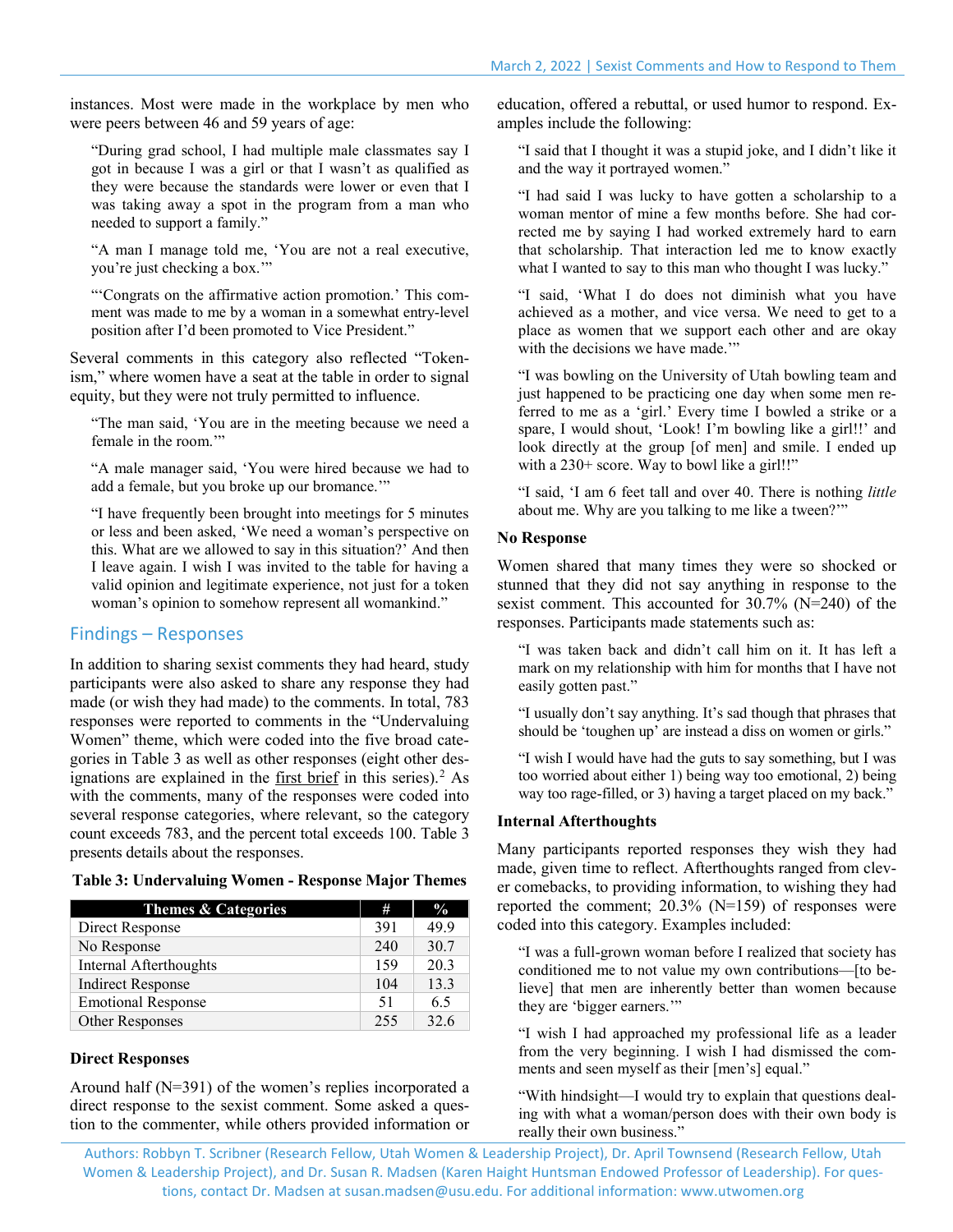instances. Most were made in the workplace by men who were peers between 46 and 59 years of age:

> "During grad school, I had multiple male classmates say I got in because I was a girl or that I wasn't as qualified as they were because the standards were lower or even that I was taking away a spot in the program from a man who needed to support a family."

> "A man I manage told me, 'You are not a real executive, you're just checking a box.'"

> "'Congrats on the affirmative action promotion.' This comment was made to me by a woman in a somewhat entry-level position after I'd been promoted to Vice President."

Several comments in this category also reflected "Tokenism," where women have a seat at the table in order to signal equity, but they were not truly permitted to influence.

> "The man said, 'You are in the meeting because we need a female in the room.'"

> "A male manager said, 'You were hired because we had to add a female, but you broke up our bromance.'"

> "I have frequently been brought into meetings for 5 minutes or less and been asked, 'We need a woman's perspective on this. What are we allowed to say in this situation?' And then I leave again. I wish I was invited to the table for having a valid opinion and legitimate experience, not just for a token woman's opinion to somehow represent all womankind."

## Findings – Responses

In addition to sharing sexist comments they had heard, study participants were also asked to share any response they had made (or wish they had made) to the comments. In total, 783 responses were reported to comments in the "Undervaluing Women" theme, which were coded into the five broad categories in Table 3 as well as other responses (eight other designations are explained in the first brief in this series).[2] As with the comments, many of the responses were coded into several response categories, where relevant, so the category count exceeds 783, and the percent total exceeds 100. Table 3 presents details about the responses.

**Table 3: Undervaluing Women - Response Major Themes**

| Themes & Categories | # | % |
|---|---|---|
| Direct Response | 391 | 49.9 |
| No Response | 240 | 30.7 |
| Internal Afterthoughts | 159 | 20.3 |
| Indirect Response | 104 | 13.3 |
| Emotional Response | 51 | 6.5 |
| Other Responses | 255 | 32.6 |

### Direct Responses

Around half (N=391) of the women's replies incorporated a direct response to the sexist comment. Some asked a question to the commenter, while others provided information or education, offered a rebuttal, or used humor to respond. Examples include the following:

> "I said that I thought it was a stupid joke, and I didn't like it and the way it portrayed women."

> "I had said I was lucky to have gotten a scholarship to a woman mentor of mine a few months before. She had corrected me by saying I had worked extremely hard to earn that scholarship. That interaction led me to know exactly what I wanted to say to this man who thought I was lucky."

> "I said, 'What I do does not diminish what you have achieved as a mother, and vice versa. We need to get to a place as women that we support each other and are okay with the decisions we have made.'"

> "I was bowling on the University of Utah bowling team and just happened to be practicing one day when some men referred to me as a 'girl.' Every time I bowled a strike or a spare, I would shout, 'Look! I'm bowling like a girl!!' and look directly at the group [of men] and smile. I ended up with a 230+ score. Way to bowl like a girl!!"

> "I said, 'I am 6 feet tall and over 40. There is nothing *little* about me. Why are you talking to me like a tween?'"

### No Response

Women shared that many times they were so shocked or stunned that they did not say anything in response to the sexist comment. This accounted for 30.7% (N=240) of the responses. Participants made statements such as:

> "I was taken back and didn't call him on it. It has left a mark on my relationship with him for months that I have not easily gotten past."

> "I usually don't say anything. It's sad though that phrases that should be 'toughen up' are instead a diss on women or girls."

> "I wish I would have had the guts to say something, but I was too worried about either 1) being way too emotional, 2) being way too rage-filled, or 3) having a target placed on my back."

### Internal Afterthoughts

Many participants reported responses they wish they had made, given time to reflect. Afterthoughts ranged from clever comebacks, to providing information, to wishing they had reported the comment; 20.3% (N=159) of responses were coded into this category. Examples included:

> "I was a full-grown woman before I realized that society has conditioned me to not value my own contributions—[to believe] that men are inherently better than women because they are 'bigger earners.'"

> "I wish I had approached my professional life as a leader from the very beginning. I wish I had dismissed the comments and seen myself as their [men's] equal."

> "With hindsight—I would try to explain that questions dealing with what a woman/person does with their own body is really their own business."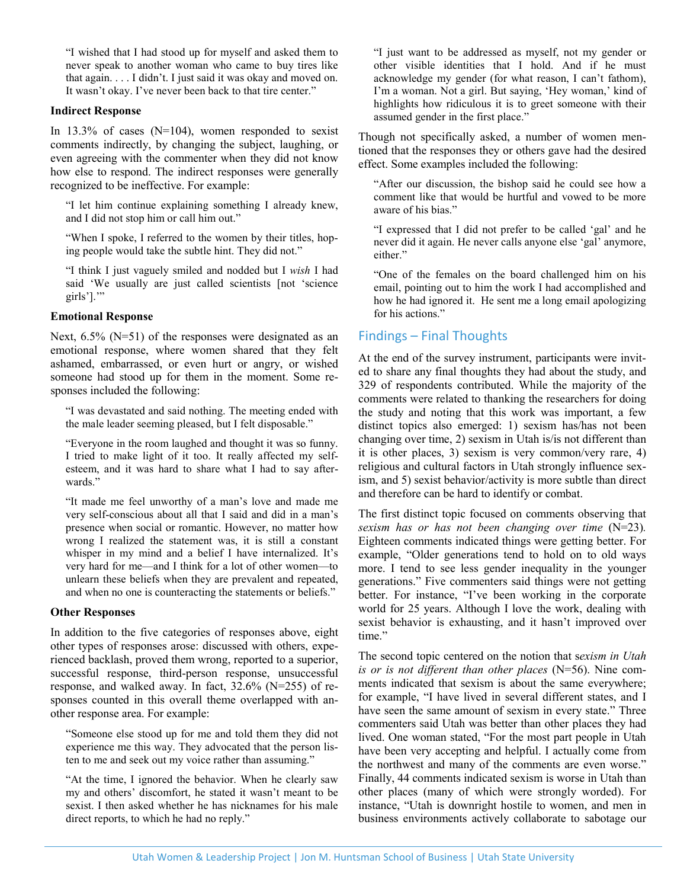"I wished that I had stood up for myself and asked them to never speak to another woman who came to buy tires like that again. . . . I didn't. I just said it was okay and moved on. It wasn't okay. I've never been back to that tire center."

**Indirect Response**

In 13.3% of cases (N=104), women responded to sexist comments indirectly, by changing the subject, laughing, or even agreeing with the commenter when they did not know how else to respond. The indirect responses were generally recognized to be ineffective. For example:

"I let him continue explaining something I already knew, and I did not stop him or call him out."

"When I spoke, I referred to the women by their titles, hoping people would take the subtle hint. They did not."

"I think I just vaguely smiled and nodded but I *wish* I had said 'We usually are just called scientists [not 'science girls'].'"

**Emotional Response**

Next, 6.5% (N=51) of the responses were designated as an emotional response, where women shared that they felt ashamed, embarrassed, or even hurt or angry, or wished someone had stood up for them in the moment. Some responses included the following:

"I was devastated and said nothing. The meeting ended with the male leader seeming pleased, but I felt disposable."

"Everyone in the room laughed and thought it was so funny. I tried to make light of it too. It really affected my self-esteem, and it was hard to share what I had to say afterwards."

"It made me feel unworthy of a man's love and made me very self-conscious about all that I said and did in a man's presence when social or romantic. However, no matter how wrong I realized the statement was, it is still a constant whisper in my mind and a belief I have internalized. It's very hard for me—and I think for a lot of other women—to unlearn these beliefs when they are prevalent and repeated, and when no one is counteracting the statements or beliefs."

**Other Responses**

In addition to the five categories of responses above, eight other types of responses arose: discussed with others, experienced backlash, proved them wrong, reported to a superior, successful response, third-person response, unsuccessful response, and walked away. In fact, 32.6% (N=255) of responses counted in this overall theme overlapped with another response area. For example:

"Someone else stood up for me and told them they did not experience me this way. They advocated that the person listen to me and seek out my voice rather than assuming."

"At the time, I ignored the behavior. When he clearly saw my and others' discomfort, he stated it wasn't meant to be sexist. I then asked whether he has nicknames for his male direct reports, to which he had no reply."

"I just want to be addressed as myself, not my gender or other visible identities that I hold. And if he must acknowledge my gender (for what reason, I can't fathom), I'm a woman. Not a girl. But saying, 'Hey woman,' kind of highlights how ridiculous it is to greet someone with their assumed gender in the first place."

Though not specifically asked, a number of women mentioned that the responses they or others gave had the desired effect. Some examples included the following:

"After our discussion, the bishop said he could see how a comment like that would be hurtful and vowed to be more aware of his bias."

"I expressed that I did not prefer to be called 'gal' and he never did it again. He never calls anyone else 'gal' anymore, either."

"One of the females on the board challenged him on his email, pointing out to him the work I had accomplished and how he had ignored it. He sent me a long email apologizing for his actions."

## Findings – Final Thoughts

At the end of the survey instrument, participants were invited to share any final thoughts they had about the study, and 329 of respondents contributed. While the majority of the comments were related to thanking the researchers for doing the study and noting that this work was important, a few distinct topics also emerged: 1) sexism has/has not been changing over time, 2) sexism in Utah is/is not different than it is other places, 3) sexism is very common/very rare, 4) religious and cultural factors in Utah strongly influence sexism, and 5) sexist behavior/activity is more subtle than direct and therefore can be hard to identify or combat.

The first distinct topic focused on comments observing that *sexism has or has not been changing over time* (N=23). Eighteen comments indicated things were getting better. For example, "Older generations tend to hold on to old ways more. I tend to see less gender inequality in the younger generations." Five commenters said things were not getting better. For instance, "I've been working in the corporate world for 25 years. Although I love the work, dealing with sexist behavior is exhausting, and it hasn't improved over time."

The second topic centered on the notion that *sexism in Utah is or is not different than other places* (N=56). Nine comments indicated that sexism is about the same everywhere; for example, "I have lived in several different states, and I have seen the same amount of sexism in every state." Three commenters said Utah was better than other places they had lived. One woman stated, "For the most part people in Utah have been very accepting and helpful. I actually come from the northwest and many of the comments are even worse." Finally, 44 comments indicated sexism is worse in Utah than other places (many of which were strongly worded). For instance, "Utah is downright hostile to women, and men in business environments actively collaborate to sabotage our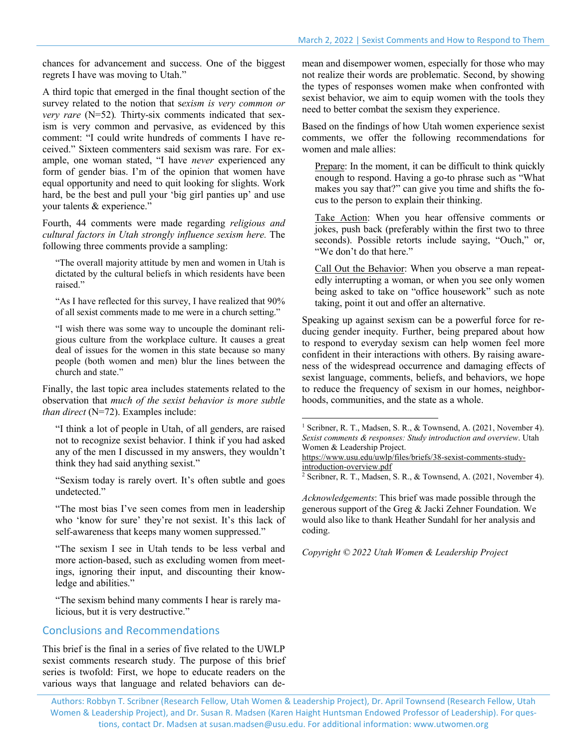chances for advancement and success. One of the biggest regrets I have was moving to Utah."

A third topic that emerged in the final thought section of the survey related to the notion that s*exism is very common or very rare* (N=52)*.* Thirty-six comments indicated that sexism is very common and pervasive, as evidenced by this comment: "I could write hundreds of comments I have received." Sixteen commenters said sexism was rare. For example, one woman stated, "I have *never* experienced any form of gender bias. I'm of the opinion that women have equal opportunity and need to quit looking for slights. Work hard, be the best and pull your 'big girl panties up' and use your talents & experience."

Fourth, 44 comments were made regarding *religious and cultural factors in Utah strongly influence sexism here.* The following three comments provide a sampling:

> "The overall majority attitude by men and women in Utah is dictated by the cultural beliefs in which residents have been raised."
>
> "As I have reflected for this survey, I have realized that 90% of all sexist comments made to me were in a church setting."
>
> "I wish there was some way to uncouple the dominant religious culture from the workplace culture. It causes a great deal of issues for the women in this state because so many people (both women and men) blur the lines between the church and state."

Finally, the last topic area includes statements related to the observation that *much of the sexist behavior is more subtle than direct* (N=72). Examples include:

> "I think a lot of people in Utah, of all genders, are raised not to recognize sexist behavior. I think if you had asked any of the men I discussed in my answers, they wouldn't think they had said anything sexist."
>
> "Sexism today is rarely overt. It's often subtle and goes undetected."
>
> "The most bias I've seen comes from men in leadership who 'know for sure' they're not sexist. It's this lack of self-awareness that keeps many women suppressed."
>
> "The sexism I see in Utah tends to be less verbal and more action-based, such as excluding women from meetings, ignoring their input, and discounting their knowledge and abilities."
>
> "The sexism behind many comments I hear is rarely malicious, but it is very destructive."

## Conclusions and Recommendations

This brief is the final in a series of five related to the UWLP sexist comments research study. The purpose of this brief series is twofold: First, we hope to educate readers on the various ways that language and related behaviors can demean and disempower women, especially for those who may not realize their words are problematic. Second, by showing the types of responses women make when confronted with sexist behavior, we aim to equip women with the tools they need to better combat the sexism they experience.

Based on the findings of how Utah women experience sexist comments, we offer the following recommendations for women and male allies:

> Prepare: In the moment, it can be difficult to think quickly enough to respond. Having a go-to phrase such as "What makes you say that?" can give you time and shifts the focus to the person to explain their thinking.
>
> Take Action: When you hear offensive comments or jokes, push back (preferably within the first two to three seconds). Possible retorts include saying, "Ouch," or, "We don't do that here."
>
> Call Out the Behavior: When you observe a man repeatedly interrupting a woman, or when you see only women being asked to take on "office housework" such as note taking, point it out and offer an alternative.

Speaking up against sexism can be a powerful force for reducing gender inequity. Further, being prepared about how to respond to everyday sexism can help women feel more confident in their interactions with others. By raising awareness of the widespread occurrence and damaging effects of sexist language, comments, beliefs, and behaviors, we hope to reduce the frequency of sexism in our homes, neighborhoods, communities, and the state as a whole.

---

[1] Scribner, R. T., Madsen, S. R., & Townsend, A. (2021, November 4). *Sexist comments & responses: Study introduction and overview*. Utah Women & Leadership Project. https://www.usu.edu/uwlp/files/briefs/38-sexist-comments-study-introduction-overview.pdf

[2] Scribner, R. T., Madsen, S. R., & Townsend, A. (2021, November 4).

*Acknowledgements*: This brief was made possible through the generous support of the Greg & Jacki Zehner Foundation. We would also like to thank Heather Sundahl for her analysis and coding.

*Copyright © 2022 Utah Women & Leadership Project*

Authors: Robbyn T. Scribner (Research Fellow, Utah Women & Leadership Project), Dr. April Townsend (Research Fellow, Utah Women & Leadership Project), and Dr. Susan R. Madsen (Karen Haight Huntsman Endowed Professor of Leadership). For questions, contact Dr. Madsen at susan.madsen@usu.edu. For additional information: www.utwomen.org